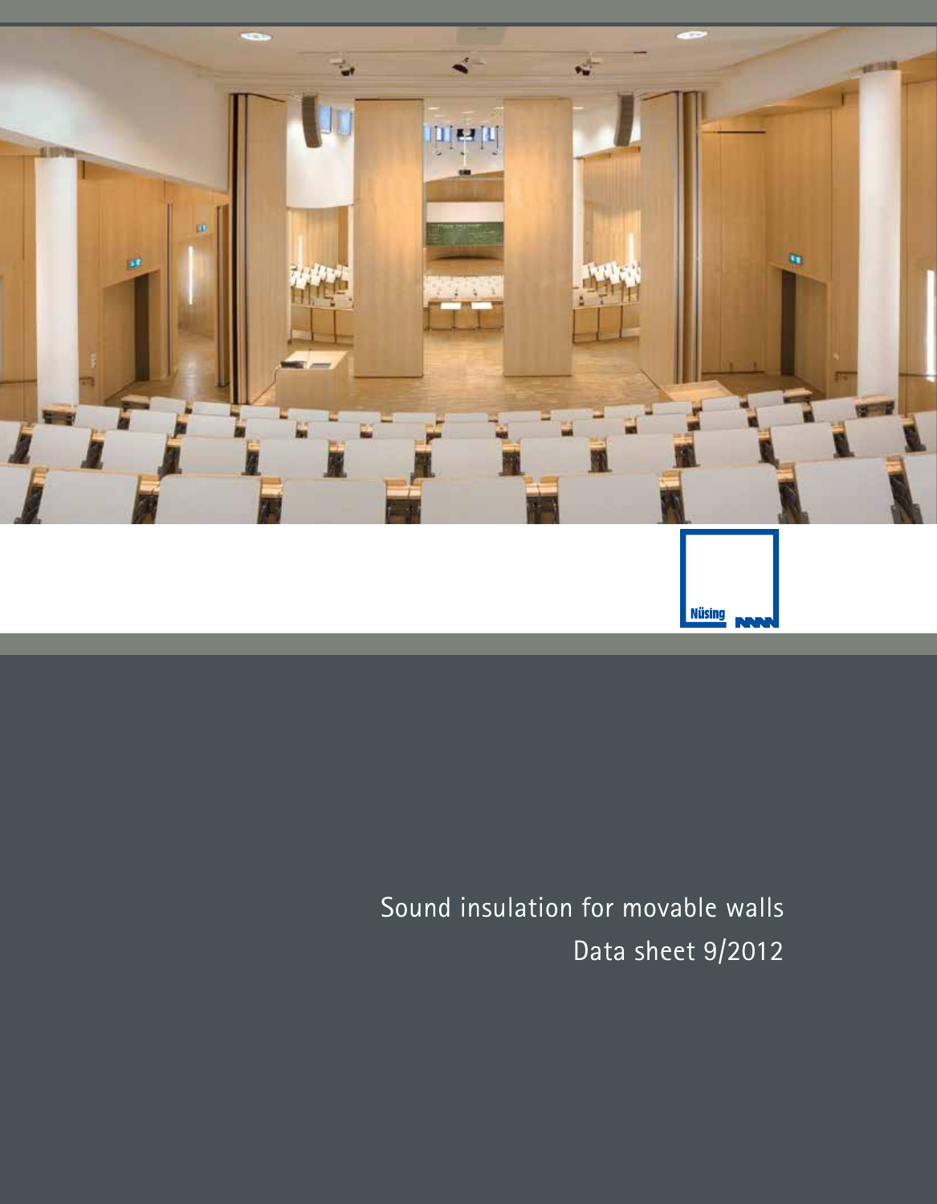Nüsing

# Sound insulation for movable walls

Data sheet 9/2012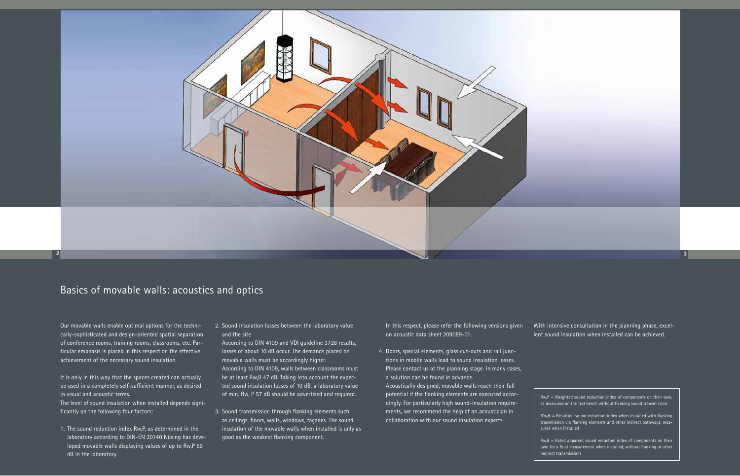# Basics of movable walls: acoustics and optics

Our movable walls enable optimal options for the technically-sophisticated and design-oriented spatial separation of conference rooms, training rooms, classrooms, etc. Particular emphasis is placed in this respect on the effective achievement of the necessary sound insulation.

It is only in this way that the spaces created can actually be used in a completely self-sufficient manner, as desired in visual and acoustic terms.
The level of sound insulation when installed depends significantly on the following four factors:

1. The sound reduction index Rw,P, as determined in the laboratory according to DIN-EN 20140 Nüsing has developed movable walls displaying values of up to Rw,P 59 dB in the laboratory.

2. Sound insulation losses between the laboratory value and the site
   According to DIN 4109 and VDI guideline 3728 results, losses of about 10 dB occur. The demands placed on movable walls must be accordingly higher.
   According to DIN 4109, walls between classrooms must be at least Rw,B 47 dB. Taking into account the expected sound insulation losses of 10 dB, a laboratory value of min. Rw, P 57 dB should be advertised and required.

3. Sound transmission through flanking elements such as ceilings, floors, walls, windows, façades. The sound insulation of the movable walls when installed is only as good as the weakest flanking component.
   In this respect, please refer the following versions given on acoustic data sheet 209089-01.

4. Doors, special elements, glass cut-outs and rail junctions in mobile walls lead to sound insulation losses. Please contact us at the planning stage. In many cases, a solution can be found in advance.
   Acoustically designed, movable walls reach their full potential if the flanking elements are executed accordingly. For particularly high sound-insulation requirements, we recommend the help of an acoustician in collaboration with our sound insulation experts.

With intensive consultation in the planning phase, excellent sound insulation when installed can be achieved.

Rw,P = Weighted sound reduction index of components on their own, as measured on the test bench without flanking sound transmission

R'w,B = Resulting sound reduction index when installed with flanking transmission via flanking elements and other indirect pathways, measured when installed

Rw,B = Rated apparent sound reduction index of components on their own for a final measurement when installed, without flanking or other indirect transmissions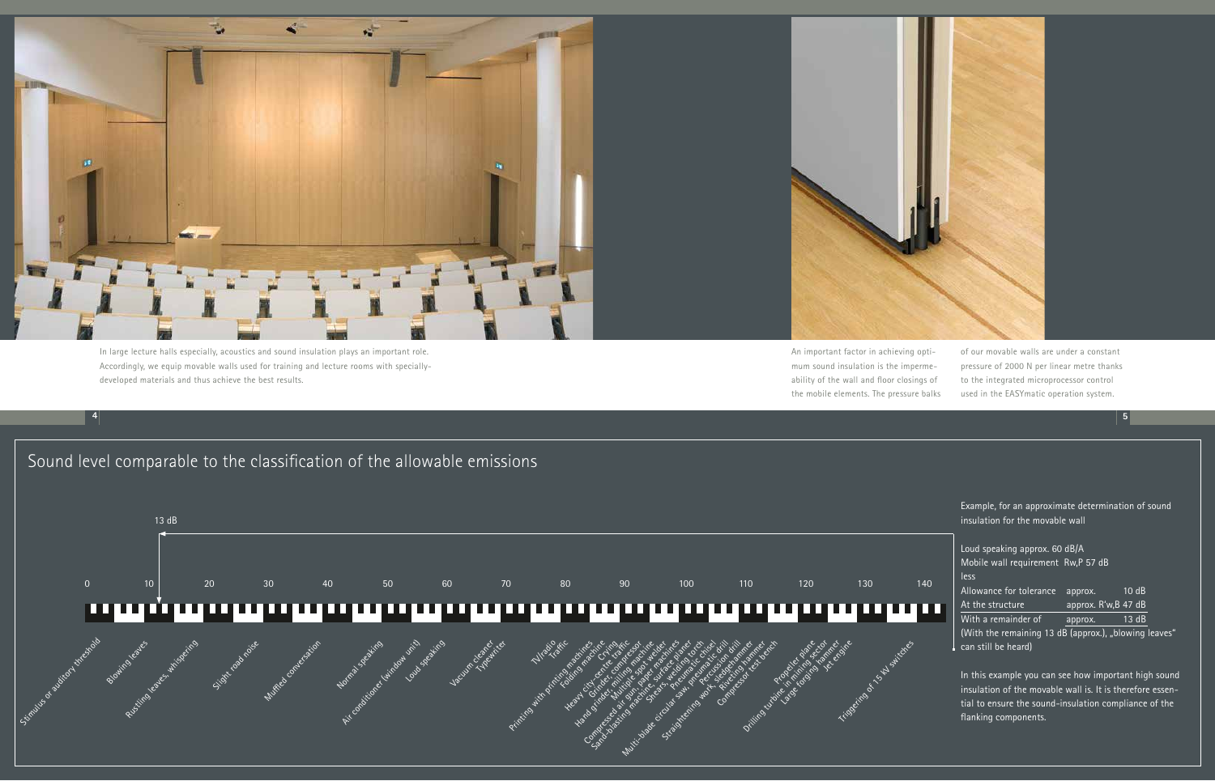In large lecture halls especially, acoustics and sound insulation plays an important role. Accordingly, we equip movable walls used for training and lecture rooms with specially-developed materials and thus achieve the best results.

An important factor in achieving optimum sound insulation is the impermeability of the wall and floor closings of the mobile elements. The pressure balks of our movable walls are under a constant pressure of 2000 N per linear metre thanks to the integrated microprocessor control used in the EASYmatic operation system.

## Sound level comparable to the classification of the allowable emissions

13 dB

0 10 20 30 40 50 60 70 80 90 100 110 120 130 140

Stimulus or auditory threshold, Blowing leaves, Rustling leaves, whispering, Slight road noise, Muffled conversation, Normal speaking, Air conditioner (window unit), Loud speaking, Vacuum cleaner, Typewriter, TV/radio, Traffic, Printing with printing machines, Folding machine, Crying, Heavy city-centre traffic, Grinder, compressor, Hand grinder, milling machine, Compressed air gun, paper machines, Multiple spot welder, Sand-blasting machine, surface planer, Shears, welding torch, Multi-blade circular saw, pneumatic chisel, Straightening work, sledgehammer, Percussion drill, Riveting hammer, Compressor test bench, Drilling turbine in mining sector, Propeller plane, Large forging hammer, Jet engine, Triggering of 15 kV switches

Example, for an approximate determination of sound insulation for the movable wall

| | | |
|---|---|---|
| Loud speaking approx. 60 dB/A | | |
| Mobile wall requirement Rw,P 57 dB | | |
| less | | |
| Allowance for tolerance | approx. | 10 dB |
| At the structure | approx. R'w,B | 47 dB |
| With a remainder of | approx. | 13 dB |

(With the remaining 13 dB (approx.), „blowing leaves" can still be heard)

In this example you can see how important high sound insulation of the movable wall is. It is therefore essential to ensure the sound-insulation compliance of the flanking components.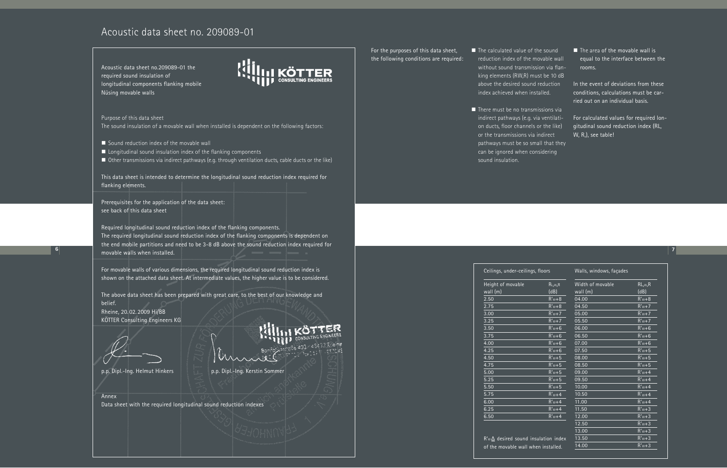# Acoustic data sheet no. 209089-01

Acoustic data sheet no.209089-01 the required sound insulation of longitudinal components flanking mobile Nüsing movable walls

KÖTTER CONSULTING ENGINEERS

Purpose of this data sheet
The sound insulation of a movable wall when installed is dependent on the following factors:

- Sound reduction index of the movable wall
- Longitudinal sound insulation index of the flanking components
- Other transmissions via indirect pathways (e.g. through ventilation ducts, cable ducts or the like)

This data sheet is intended to determine the longitudinal sound reduction index required for flanking elements.

Prerequisites for the application of the data sheet:
see back of this data sheet

Required longitudinal sound reduction index of the flanking components.
The required longitudinal sound reduction index of the flanking components is dependent on the end mobile partitions and need to be 3-8 dB above the sound reduction index required for movable walls when installed.

For movable walls of various dimensions, the required longitudinal sound reduction index is shown on the attached data sheet. At intermediate values, the higher value is to be considered.

The above data sheet has been prepared with great care, to the best of our knowledge and belief.
Rheine, 20.02.2009 Hi/BB
KÖTTER Consulting Engineers KG

p.p. Dipl.-Ing. Helmut Hinkers

p.p. Dipl.-Ing. Kerstin Sommer

Annex
Data sheet with the required longitudinal sound reduction indexes

For the purposes of this data sheet, the following conditions are required:

- The calculated value of the sound reduction index of the movable wall without sound transmission via flanking elements (RW,R) must be 10 dB above the desired sound reduction index achieved when installed.
- There must be no transmissions via indirect pathways (e.g. via ventilation ducts, floor channels or the like) or the transmissions via indirect pathways must be so small that they can be ignored when considering sound insulation.
- The area of the movable wall is equal to the interface between the rooms.

In the event of deviations from these conditions, calculations must be carried out on an individual basis.

For calculated values for required longitudinal sound reduction index (RL, W, R,), see table!

| Ceilings, under-ceilings, floors | | Walls, windows, façades | |
|---|---|---|---|
| Height of movable wall (m) | $R_{L,w,R}$ (dB) | Width of movable wall (m) | $R_{L,w,R}$ (dB) |
| 2.50 | $R'_w$+8 | 04.00 | $R'_w$+8 |
| 2.75 | $R'_w$+8 | 04.50 | $R'_w$+7 |
| 3.00 | $R'_w$+7 | 05.00 | $R'_w$+7 |
| 3.25 | $R'_w$+7 | 05.50 | $R'_w$+7 |
| 3.50 | $R'_w$+6 | 06.00 | $R'_w$+6 |
| 3.75 | $R'_w$+6 | 06.50 | $R'_w$+6 |
| 4.00 | $R'_w$+6 | 07.00 | $R'_w$+6 |
| 4.25 | $R'_w$+6 | 07.50 | $R'_w$+5 |
| 4.50 | $R'_w$+5 | 08.00 | $R'_w$+5 |
| 4.75 | $R'_w$+5 | 08.50 | $R'_w$+5 |
| 5.00 | $R'_w$+5 | 09.00 | $R'_w$+4 |
| 5.25 | $R'_w$+5 | 09.50 | $R'_w$+4 |
| 5.50 | $R'_w$+5 | 10.00 | $R'_w$+4 |
| 5.75 | $R'_w$+4 | 10.50 | $R'_w$+4 |
| 6.00 | $R'_w$+4 | 11.00 | $R'_w$+4 |
| 6.25 | $R'_w$+4 | 11.50 | $R'_w$+3 |
| 6.50 | $R'_w$+4 | 12.00 | $R'_w$+3 |
| | | 12.50 | $R'_w$+3 |
| | | 13.00 | $R'_w$+3 |
| | | 13.50 | $R'_w$+3 |
| | | 14.00 | $R'_w$+3 |

$R'_w \Delta$ desired sound insulation index of the movable wall when installed.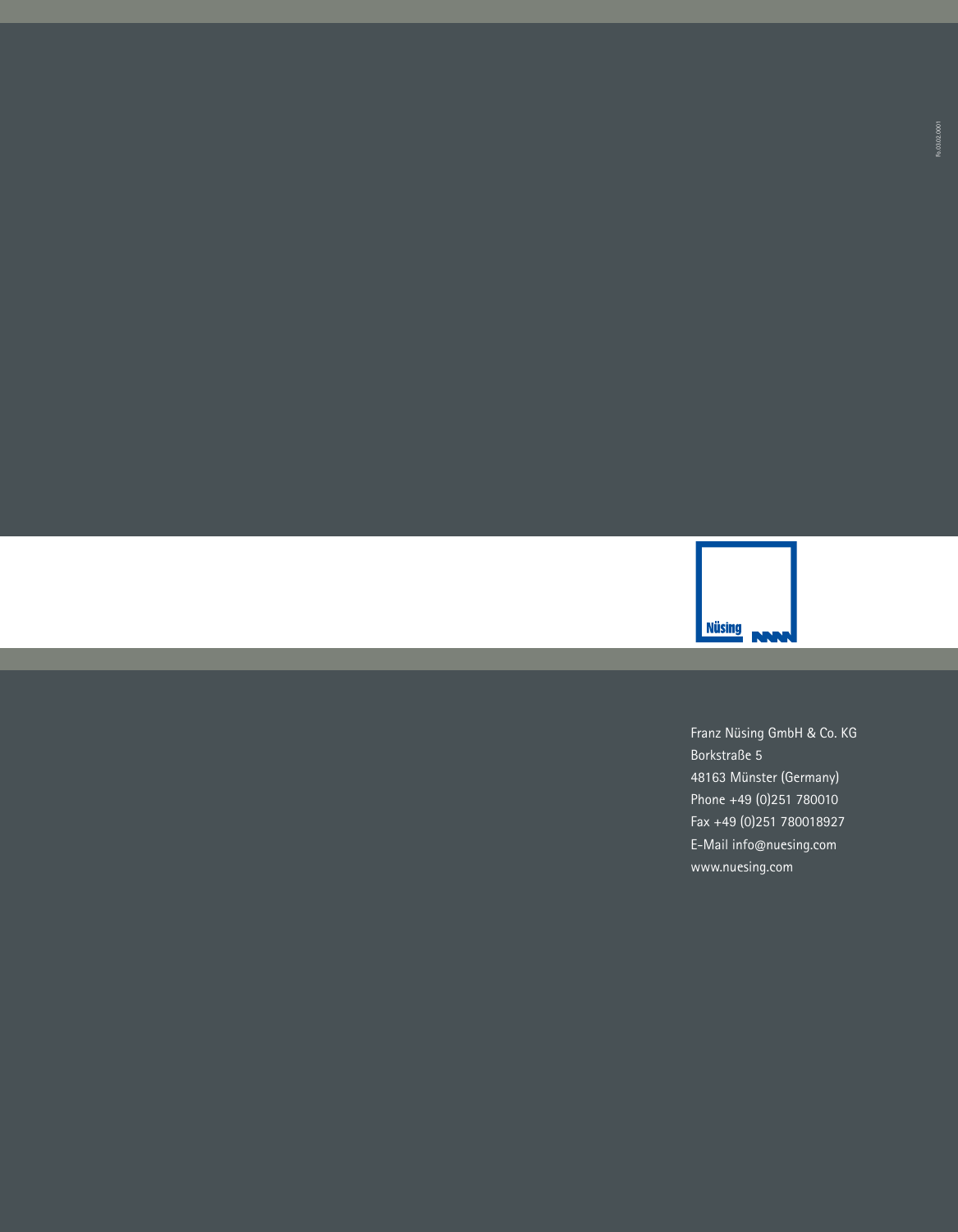Franz Nüsing GmbH & Co. KG
Borkstraße 5
48163 Münster (Germany)
Phone +49 (0)251 780010
Fax +49 (0)251 780018927
E-Mail info@nuesing.com
www.nuesing.com